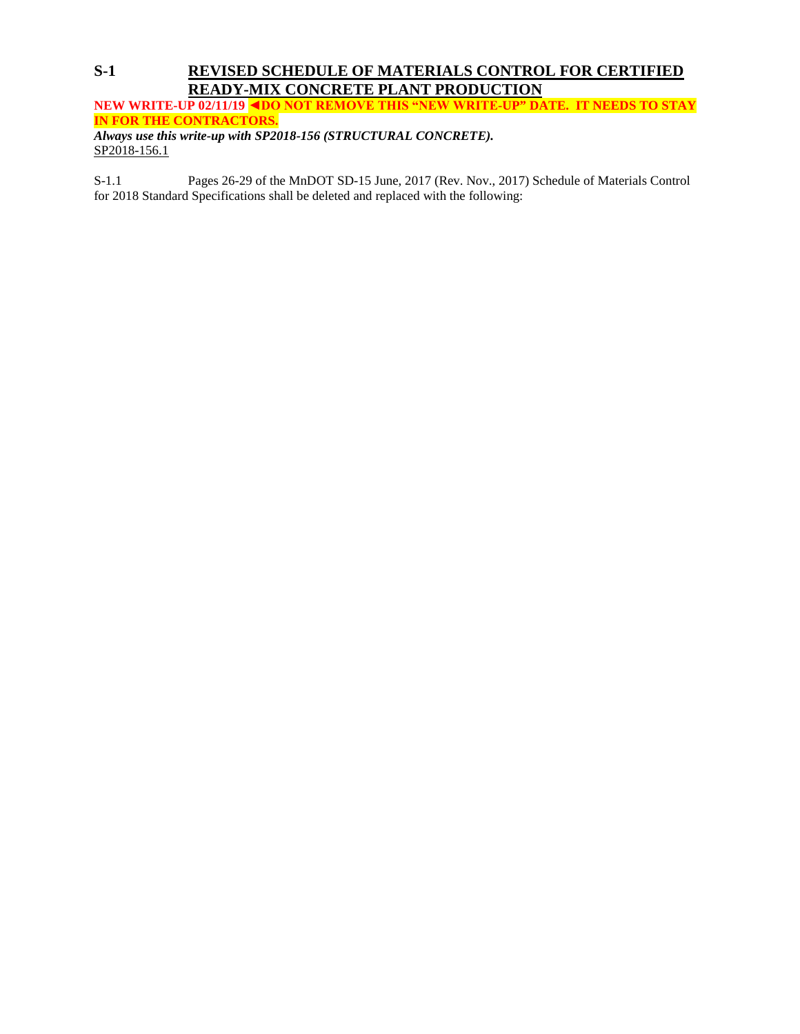## S-1 REVISED SCHEDULE OF MATERIALS CONTROL FOR CERTIFIED READY-MIX CONCRETE PLANT PRODUCTION

**NEW WRITE-UP 02/11/19 ◄DO NOT REMOVE THIS "NEW WRITE-UP" DATE. IT NEEDS TO STAY IN FOR THE CONTRACTORS.**

***Always use this write-up with SP2018-156 (STRUCTURAL CONCRETE).***

SP2018-156.1

S-1.1 Pages 26-29 of the MnDOT SD-15 June, 2017 (Rev. Nov., 2017) Schedule of Materials Control for 2018 Standard Specifications shall be deleted and replaced with the following: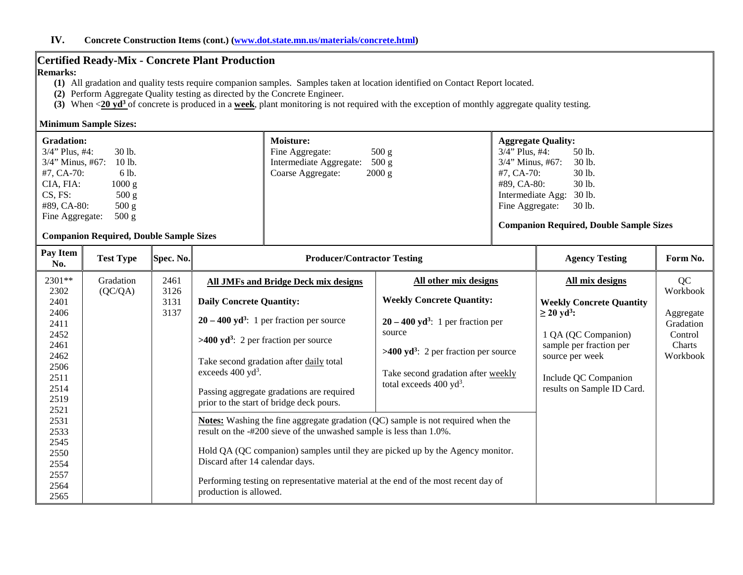## IV. Concrete Construction Items (cont.) (www.dot.state.mn.us/materials/concrete.html)

### Certified Ready-Mix - Concrete Plant Production

**Remarks:**

**(1)** All gradation and quality tests require companion samples. Samples taken at location identified on Contact Report located.

**(2)** Perform Aggregate Quality testing as directed by the Concrete Engineer.

**(3)** When <**20 yd³** of concrete is produced in a **week**, plant monitoring is not required with the exception of monthly aggregate quality testing.

**Minimum Sample Sizes:**

| **Gradation:** | **Moisture:** | **Aggregate Quality:** |
|---|---|---|
| 3/4" Plus, #4: 30 lb.<br>3/4" Minus, #67: 10 lb.<br>#7, CA-70: 6 lb.<br>CIA, FIA: 1000 g<br>CS, FS: 500 g<br>#89, CA-80: 500 g<br>Fine Aggregate: 500 g<br><br>**Companion Required, Double Sample Sizes** | Fine Aggregate: 500 g<br>Intermediate Aggregate: 500 g<br>Coarse Aggregate: 2000 g | 3/4" Plus, #4: 50 lb.<br>3/4" Minus, #67: 30 lb.<br>#7, CA-70: 30 lb.<br>#89, CA-80: 30 lb.<br>Intermediate Agg: 30 lb.<br>Fine Aggregate: 30 lb.<br><br>**Companion Required, Double Sample Sizes** |

| Pay Item No. | Test Type | Spec. No. | Producer/Contractor Testing | | Agency Testing | Form No. |
|---|---|---|---|---|---|---|
| 2301**<br>2302<br>2401<br>2406<br>2411<br>2452<br>2461<br>2462<br>2506<br>2511<br>2514<br>2519<br>2521<br>2531<br>2533<br>2545<br>2550<br>2554<br>2557<br>2564<br>2565 | Gradation (QC/QA) | 2461<br>3126<br>3131<br>3137 | **All JMFs and Bridge Deck mix designs**<br><br>**Daily Concrete Quantity:**<br><br>**20 – 400 yd³**: 1 per fraction per source<br><br>**>400 yd³**: 2 per fraction per source<br><br>Take second gradation after daily total exceeds 400 yd³.<br><br>Passing aggregate gradations are required prior to the start of bridge deck pours. | **All other mix designs**<br><br>**Weekly Concrete Quantity:**<br><br>**20 – 400 yd³**: 1 per fraction per source<br><br>**>400 yd³**: 2 per fraction per source<br><br>Take second gradation after weekly total exceeds 400 yd³. | **All mix designs**<br><br>**Weekly Concrete Quantity ≥ 20 yd³:**<br><br>1 QA (QC Companion) sample per fraction per source per week<br><br>Include QC Companion results on Sample ID Card. | QC Workbook<br><br>Aggregate Gradation Control Charts Workbook |
| | | | **Notes:** Washing the fine aggregate gradation (QC) sample is not required when the result on the -#200 sieve of the unwashed sample is less than 1.0%.<br><br>Hold QA (QC companion) samples until they are picked up by the Agency monitor. Discard after 14 calendar days.<br><br>Performing testing on representative material at the end of the most recent day of production is allowed. | | | |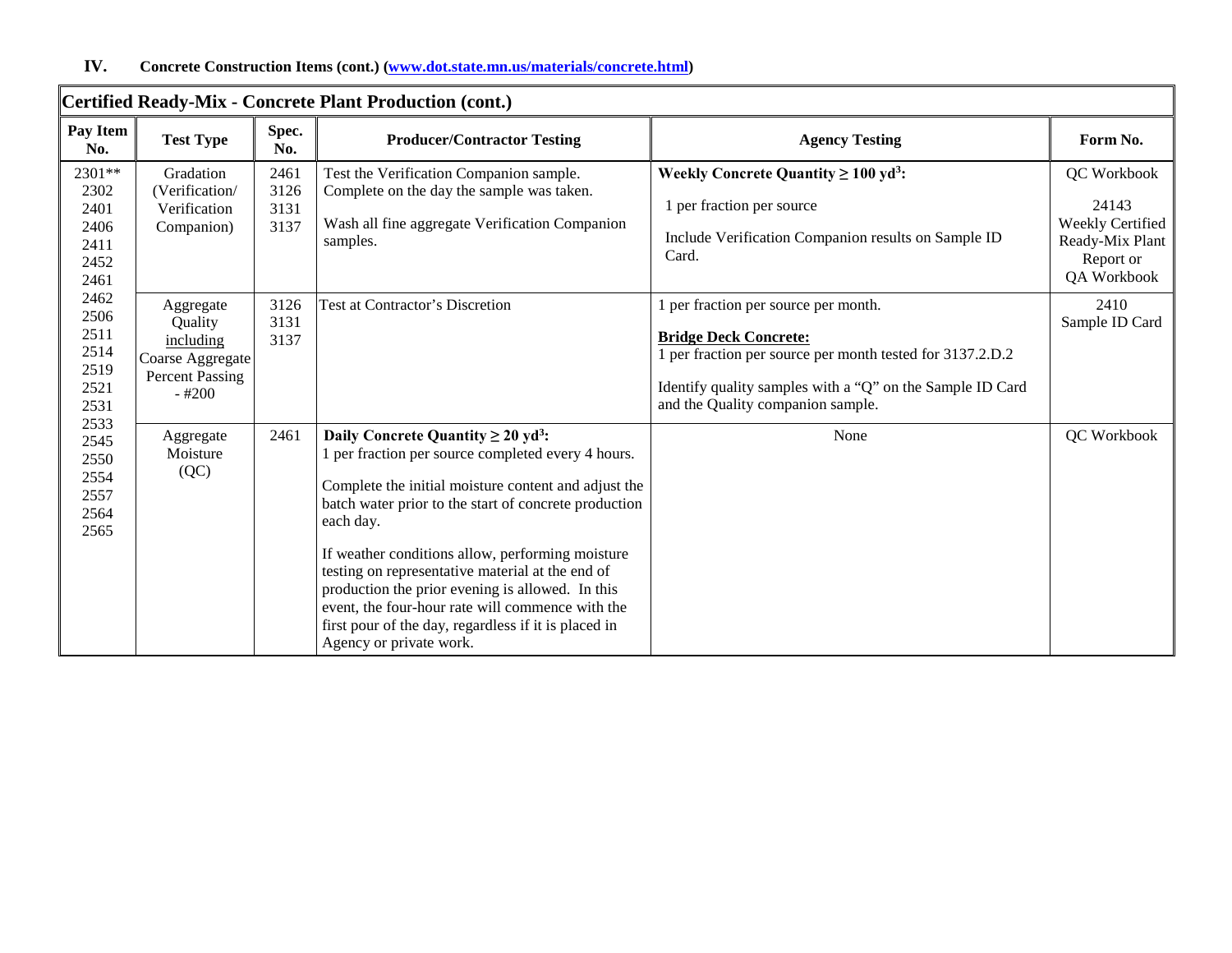## IV. Concrete Construction Items (cont.) (www.dot.state.mn.us/materials/concrete.html)

| Certified Ready-Mix - Concrete Plant Production (cont.) | | | | | |
|---|---|---|---|---|---|
| **Pay Item No.** | **Test Type** | **Spec. No.** | **Producer/Contractor Testing** | **Agency Testing** | **Form No.** |
| 2301** 2302 2401 2406 2411 2452 2461 2462 2506 2511 2514 2519 2521 2531 2533 2545 2550 2554 2557 2564 2565 | Gradation (Verification/ Verification Companion) | 2461 3126 3131 3137 | Test the Verification Companion sample. Complete on the day the sample was taken.<br><br>Wash all fine aggregate Verification Companion samples. | **Weekly Concrete Quantity ≥ 100 yd³:**<br><br>1 per fraction per source<br><br>Include Verification Companion results on Sample ID Card. | QC Workbook<br><br>24143 Weekly Certified Ready-Mix Plant Report or QA Workbook |
| | Aggregate Quality <u>including</u> Coarse Aggregate Percent Passing - #200 | 3126 3131 3137 | Test at Contractor's Discretion | 1 per fraction per source per month.<br><br>**<u>Bridge Deck Concrete:</u>**<br>1 per fraction per source per month tested for 3137.2.D.2<br><br>Identify quality samples with a "Q" on the Sample ID Card and the Quality companion sample. | 2410 Sample ID Card |
| | Aggregate Moisture (QC) | 2461 | **Daily Concrete Quantity ≥ 20 yd³:**<br>1 per fraction per source completed every 4 hours.<br><br>Complete the initial moisture content and adjust the batch water prior to the start of concrete production each day.<br><br>If weather conditions allow, performing moisture testing on representative material at the end of production the prior evening is allowed. In this event, the four-hour rate will commence with the first pour of the day, regardless if it is placed in Agency or private work. | None | QC Workbook |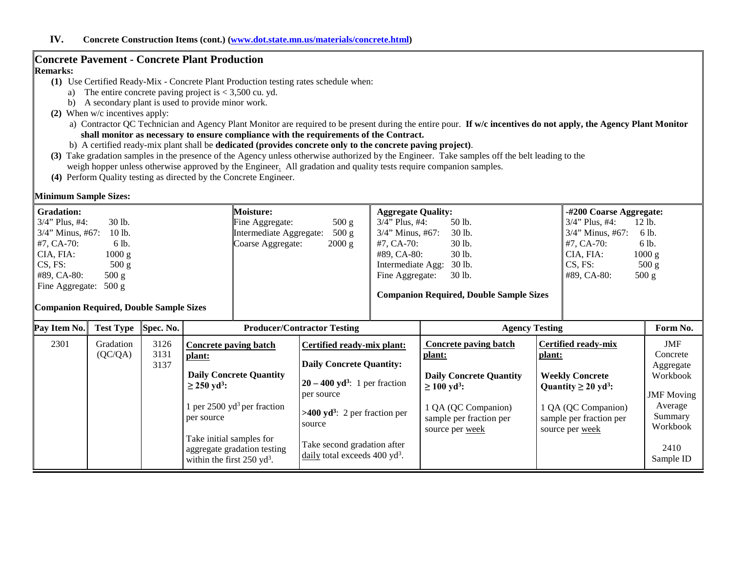## IV. Concrete Construction Items (cont.) (www.dot.state.mn.us/materials/concrete.html)

### Concrete Pavement - Concrete Plant Production

**Remarks:**

- **(1)** Use Certified Ready-Mix - Concrete Plant Production testing rates schedule when:
  - a) The entire concrete paving project is < 3,500 cu. yd.
  - b) A secondary plant is used to provide minor work.
- **(2)** When w/c incentives apply:
  - a) Contractor QC Technician and Agency Plant Monitor are required to be present during the entire pour. **If w/c incentives do not apply, the Agency Plant Monitor shall monitor as necessary to ensure compliance with the requirements of the Contract.**
  - b) A certified ready-mix plant shall be **dedicated (provides concrete only to the concrete paving project)**.
- **(3)** Take gradation samples in the presence of the Agency unless otherwise authorized by the Engineer. Take samples off the belt leading to the weigh hopper unless otherwise approved by the Engineer. All gradation and quality tests require companion samples.
- **(4)** Perform Quality testing as directed by the Concrete Engineer.

**Minimum Sample Sizes:**

| Gradation: | Moisture: | Aggregate Quality: | -#200 Coarse Aggregate: |
|---|---|---|---|
| 3/4" Plus, #4: 30 lb. | Fine Aggregate: 500 g | 3/4" Plus, #4: 50 lb. | 3/4" Plus, #4: 12 lb. |
| 3/4" Minus, #67: 10 lb. | Intermediate Aggregate: 500 g | 3/4" Minus, #67: 30 lb. | 3/4" Minus, #67: 6 lb. |
| #7, CA-70: 6 lb. | Coarse Aggregate: 2000 g | #7, CA-70: 30 lb. | #7, CA-70: 6 lb. |
| CIA, FIA: 1000 g | | #89, CA-80: 30 lb. | CIA, FIA: 1000 g |
| CS, FS: 500 g | | Intermediate Agg: 30 lb. | CS, FS: 500 g |
| #89, CA-80: 500 g | | Fine Aggregate: 30 lb. | #89, CA-80: 500 g |
| Fine Aggregate: 500 g | | | |
| **Companion Required, Double Sample Sizes** | | **Companion Required, Double Sample Sizes** | |

| Pay Item No. | Test Type | Spec. No. | Producer/Contractor Testing | | Agency Testing | | Form No. |
|---|---|---|---|---|---|---|---|
| | | | **Concrete paving batch plant:** | **Certified ready-mix plant:** | **Concrete paving batch plant:** | **Certified ready-mix plant:** | |
| 2301 | Gradation (QC/QA) | 3126 3131 3137 | **Daily Concrete Quantity ≥ 250 yd³:** 1 per 2500 yd³ per fraction per source. Take initial samples for aggregate gradation testing within the first 250 yd³. | **Daily Concrete Quantity:** **20 – 400 yd³**: 1 per fraction per source. **>400 yd³**: 2 per fraction per source. Take second gradation after daily total exceeds 400 yd³. | **Daily Concrete Quantity ≥ 100 yd³:** 1 QA (QC Companion) sample per fraction per source per week | **Weekly Concrete Quantity ≥ 20 yd³:** 1 QA (QC Companion) sample per fraction per source per week | JMF Concrete Aggregate Workbook; JMF Moving Average Summary Workbook; 2410 Sample ID |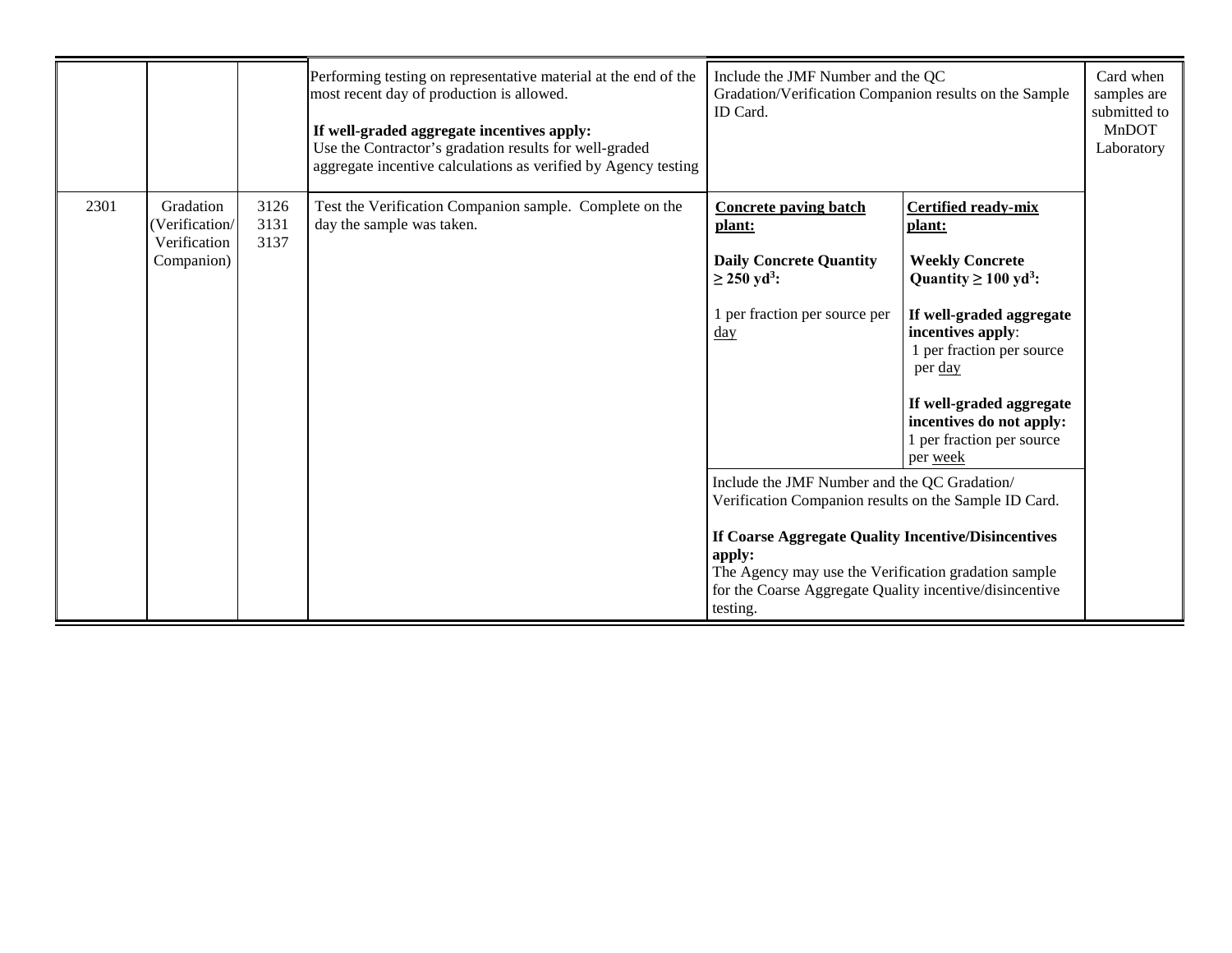| | | | | | | |
|---|---|---|---|---|---|---|
| | | | Performing testing on representative material at the end of the most recent day of production is allowed.<br><br>**If well-graded aggregate incentives apply:**<br>Use the Contractor's gradation results for well-graded aggregate incentive calculations as verified by Agency testing | Include the JMF Number and the QC Gradation/Verification Companion results on the Sample ID Card. | | Card when samples are submitted to MnDOT Laboratory |
| 2301 | Gradation (Verification/ Verification Companion) | 3126<br>3131<br>3137 | Test the Verification Companion sample. Complete on the day the sample was taken. | **Concrete paving batch plant:**<br><br>**Daily Concrete Quantity ≥ 250 $yd^3$:**<br><br>1 per fraction per source per day | **Certified ready-mix plant:**<br><br>**Weekly Concrete Quantity ≥ 100 $yd^3$:**<br><br>**If well-graded aggregate incentives apply**:<br>1 per fraction per source per day<br><br>**If well-graded aggregate incentives do not apply:**<br>1 per fraction per source per week | |
| | | | | Include the JMF Number and the QC Gradation/ Verification Companion results on the Sample ID Card.<br><br>**If Coarse Aggregate Quality Incentive/Disincentives apply:**<br>The Agency may use the Verification gradation sample for the Coarse Aggregate Quality incentive/disincentive testing. | | |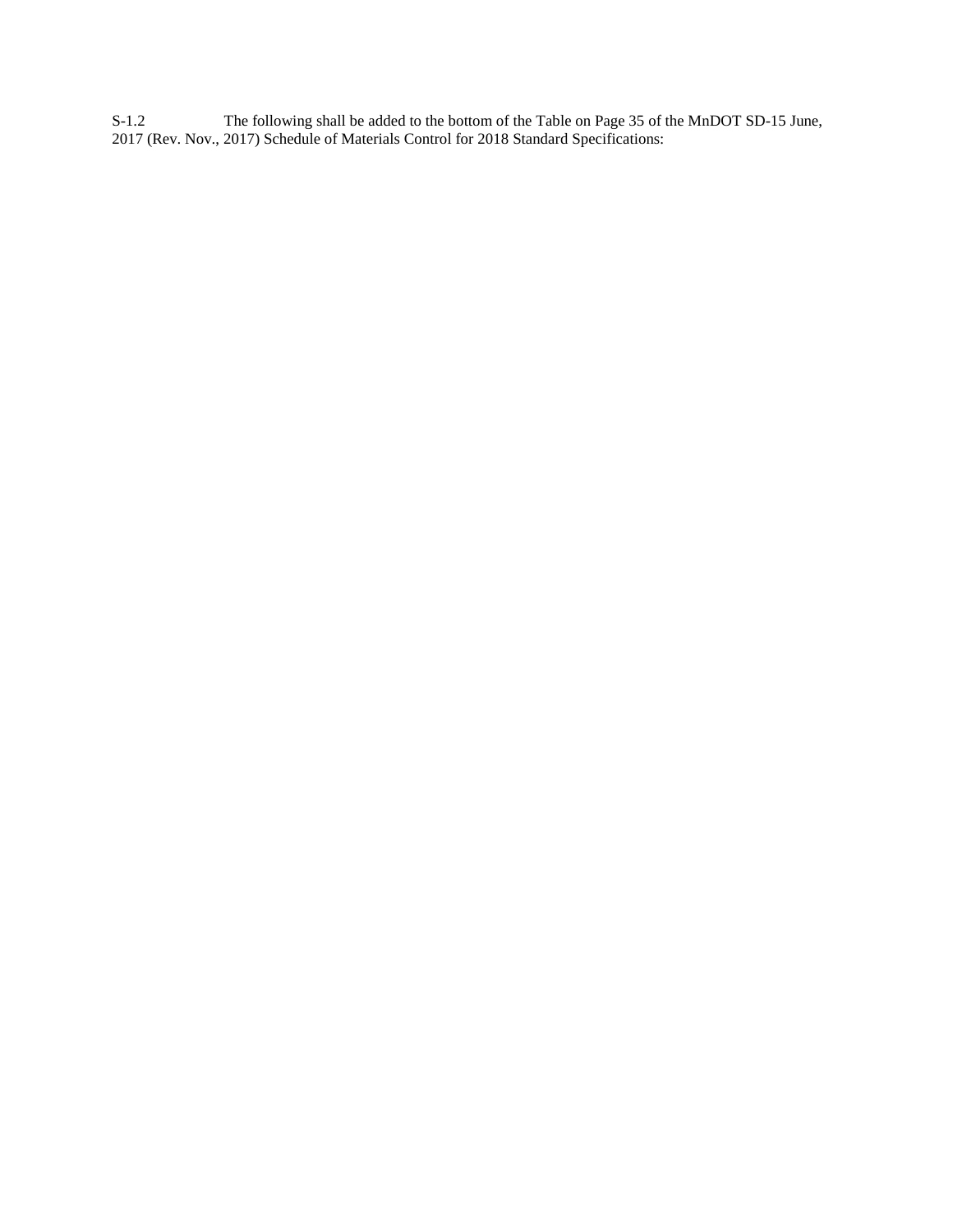S-1.2 The following shall be added to the bottom of the Table on Page 35 of the MnDOT SD-15 June, 2017 (Rev. Nov., 2017) Schedule of Materials Control for 2018 Standard Specifications: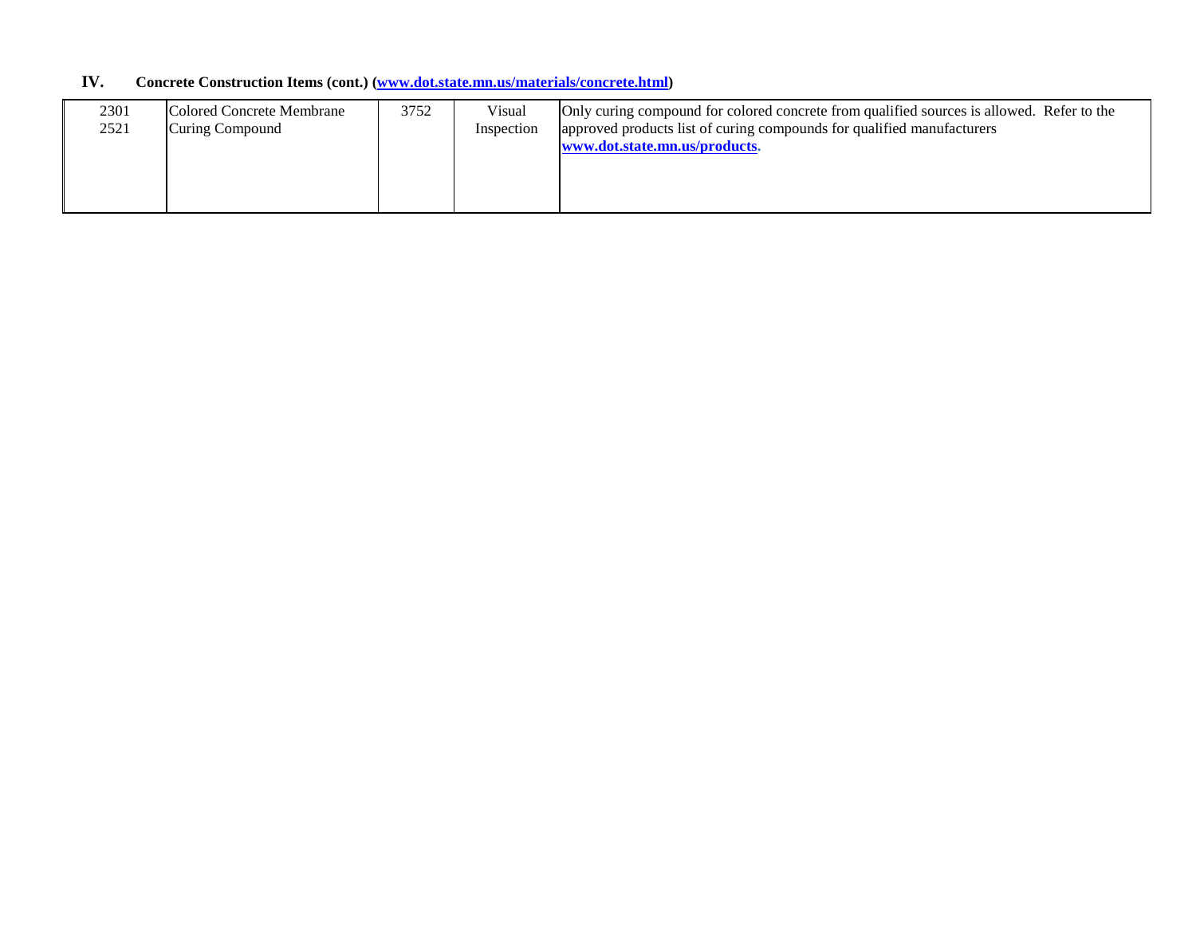## IV. Concrete Construction Items (cont.) (www.dot.state.mn.us/materials/concrete.html)

| | | | | |
|---|---|---|---|---|
| 2301<br>2521 | Colored Concrete Membrane Curing Compound | 3752 | Visual Inspection | Only curing compound for colored concrete from qualified sources is allowed. Refer to the approved products list of curing compounds for qualified manufacturers **www.dot.state.mn.us/products**. |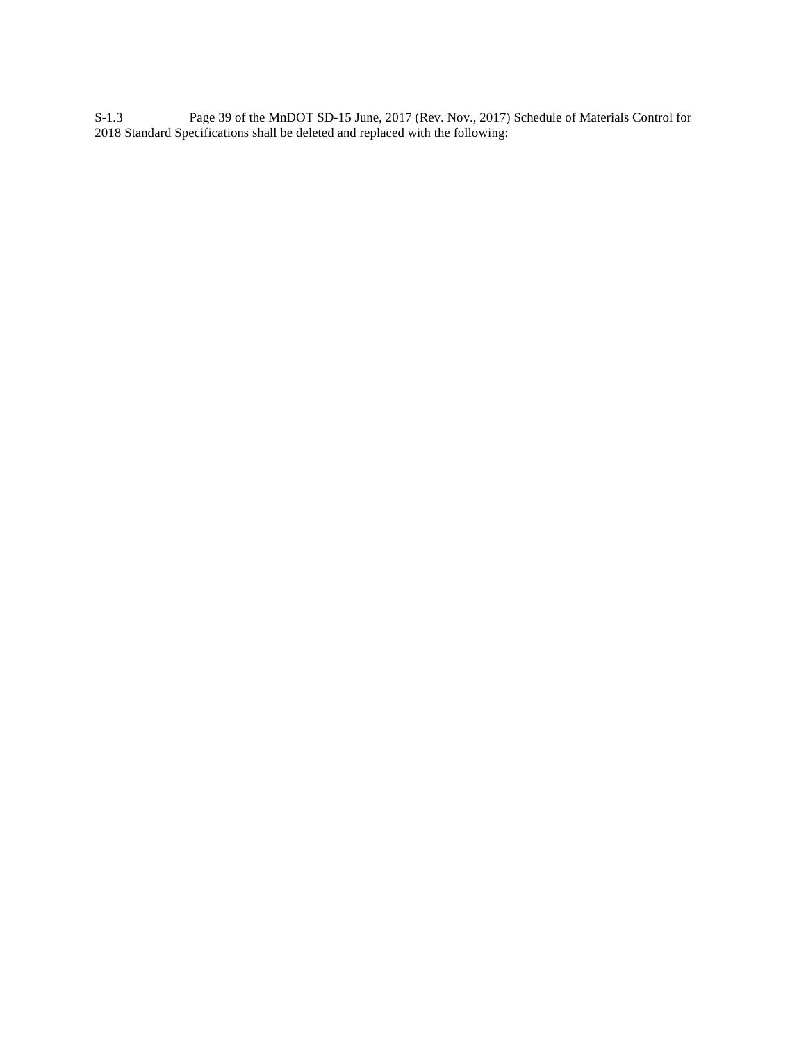S-1.3 Page 39 of the MnDOT SD-15 June, 2017 (Rev. Nov., 2017) Schedule of Materials Control for 2018 Standard Specifications shall be deleted and replaced with the following: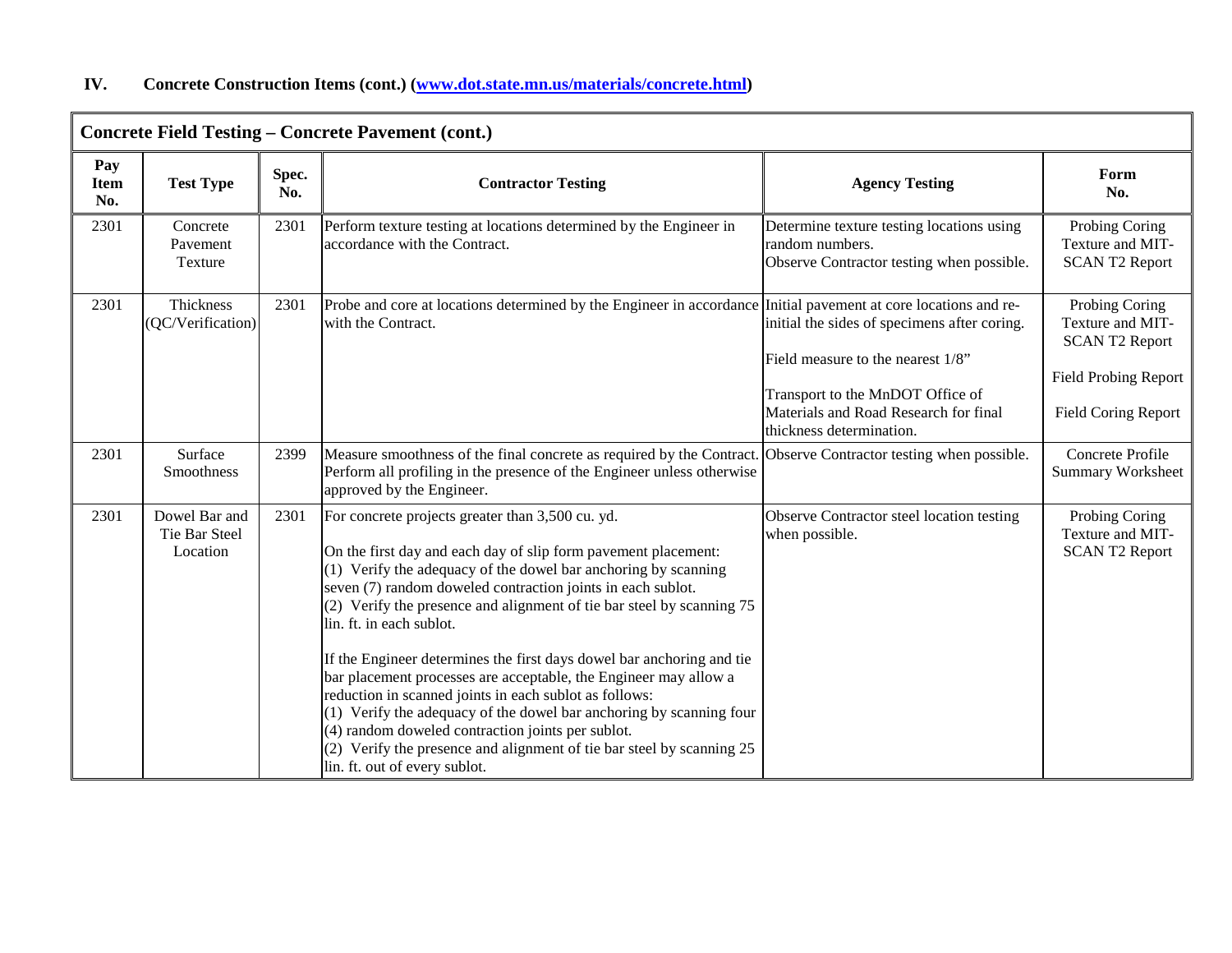## IV. Concrete Construction Items (cont.) (www.dot.state.mn.us/materials/concrete.html)

**Concrete Field Testing – Concrete Pavement (cont.)**

| Pay Item No. | Test Type | Spec. No. | Contractor Testing | Agency Testing | Form No. |
|---|---|---|---|---|---|
| 2301 | Concrete Pavement Texture | 2301 | Perform texture testing at locations determined by the Engineer in accordance with the Contract. | Determine texture testing locations using random numbers.<br>Observe Contractor testing when possible. | Probing Coring Texture and MIT-SCAN T2 Report |
| 2301 | Thickness (QC/Verification) | 2301 | Probe and core at locations determined by the Engineer in accordance with the Contract. | Initial pavement at core locations and re-initial the sides of specimens after coring.<br><br>Field measure to the nearest 1/8”<br><br>Transport to the MnDOT Office of Materials and Road Research for final thickness determination. | Probing Coring Texture and MIT-SCAN T2 Report<br><br>Field Probing Report<br><br>Field Coring Report |
| 2301 | Surface Smoothness | 2399 | Measure smoothness of the final concrete as required by the Contract. Perform all profiling in the presence of the Engineer unless otherwise approved by the Engineer. | Observe Contractor testing when possible. | Concrete Profile Summary Worksheet |
| 2301 | Dowel Bar and Tie Bar Steel Location | 2301 | For concrete projects greater than 3,500 cu. yd.<br><br>On the first day and each day of slip form pavement placement:<br>(1) Verify the adequacy of the dowel bar anchoring by scanning seven (7) random doweled contraction joints in each sublot.<br>(2) Verify the presence and alignment of tie bar steel by scanning 75 lin. ft. in each sublot.<br><br>If the Engineer determines the first days dowel bar anchoring and tie bar placement processes are acceptable, the Engineer may allow a reduction in scanned joints in each sublot as follows:<br>(1) Verify the adequacy of the dowel bar anchoring by scanning four (4) random doweled contraction joints per sublot.<br>(2) Verify the presence and alignment of tie bar steel by scanning 25 lin. ft. out of every sublot. | Observe Contractor steel location testing when possible. | Probing Coring Texture and MIT-SCAN T2 Report |